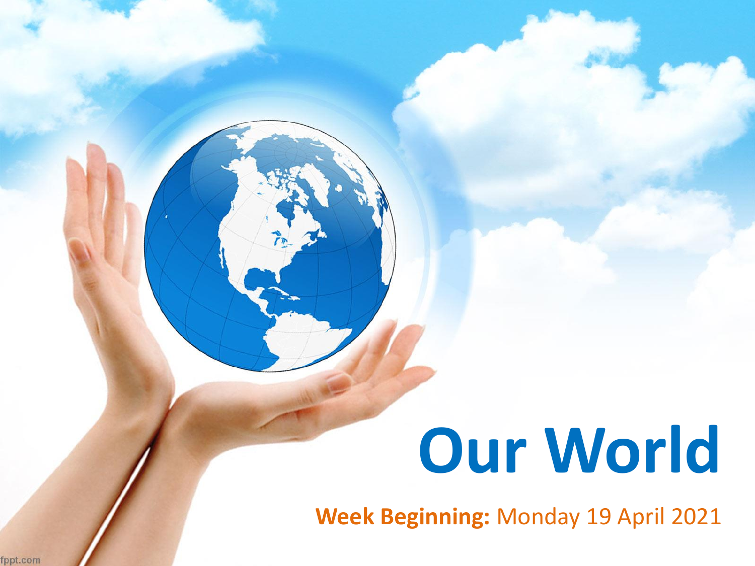# Our World

**Week Beginning:** Monday 19 April 2021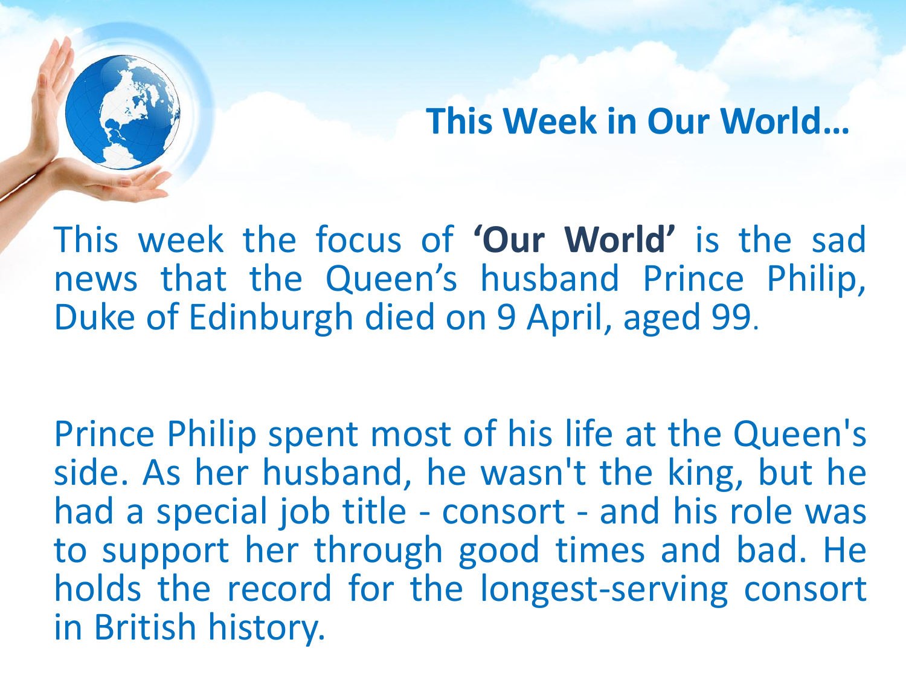## This Week in Our World…

This week the focus of **'Our World'** is the sad news that the Queen's husband Prince Philip, Duke of Edinburgh died on 9 April, aged 99.

Prince Philip spent most of his life at the Queen's side. As her husband, he wasn't the king, but he had a special job title - consort - and his role was to support her through good times and bad. He holds the record for the longest-serving consort in British history.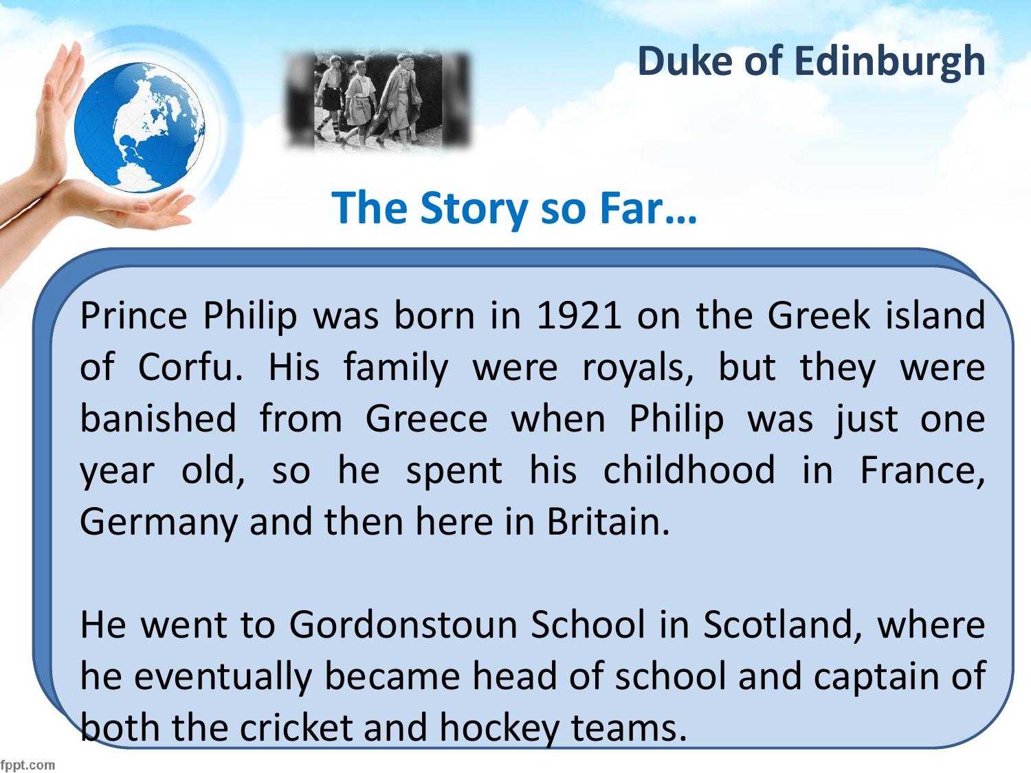# Duke of Edinburgh

## The Story so Far…

Prince Philip was born in 1921 on the Greek island of Corfu. His family were royals, but they were banished from Greece when Philip was just one year old, so he spent his childhood in France, Germany and then here in Britain.

He went to Gordonstoun School in Scotland, where he eventually became head of school and captain of both the cricket and hockey teams.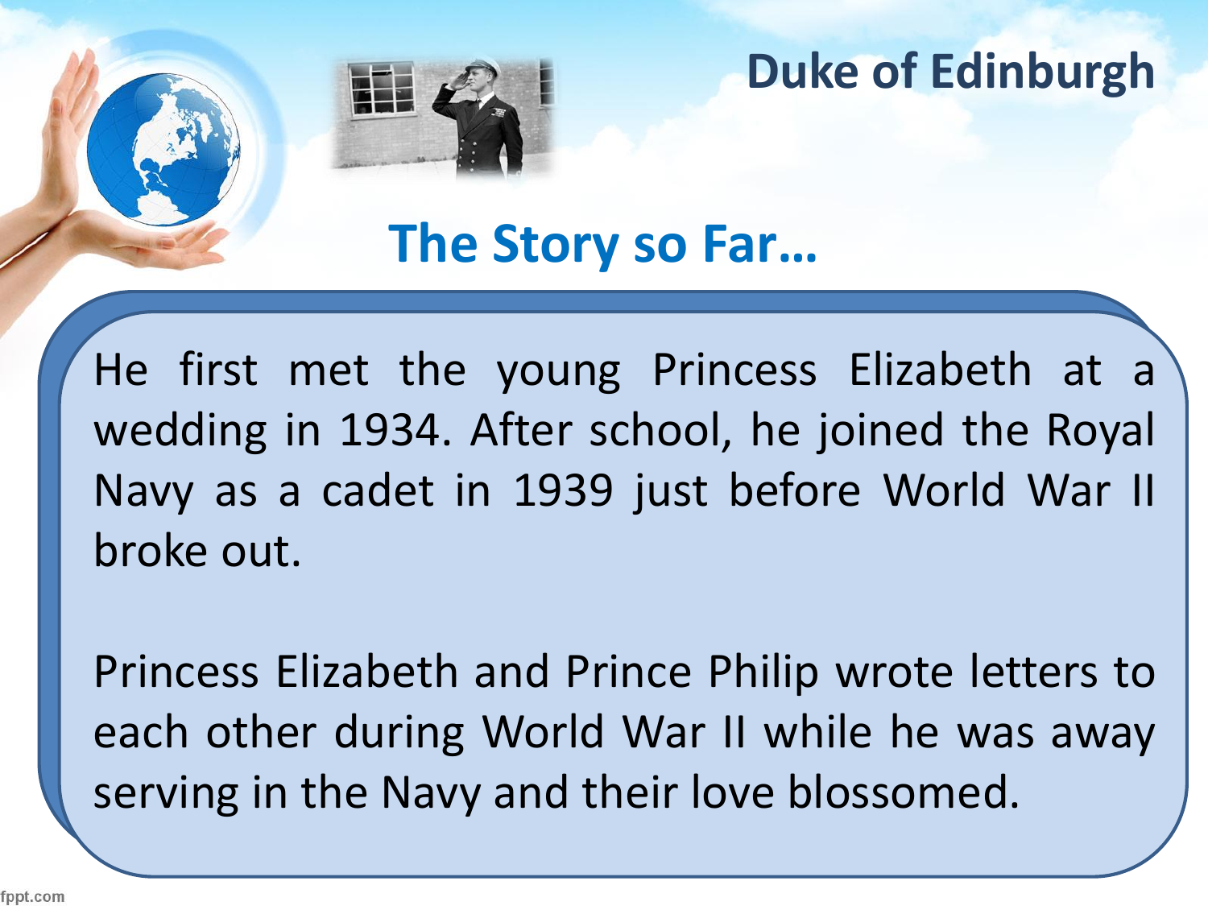# Duke of Edinburgh

## The Story so Far…

He first met the young Princess Elizabeth at a wedding in 1934. After school, he joined the Royal Navy as a cadet in 1939 just before World War II broke out.

Princess Elizabeth and Prince Philip wrote letters to each other during World War II while he was away serving in the Navy and their love blossomed.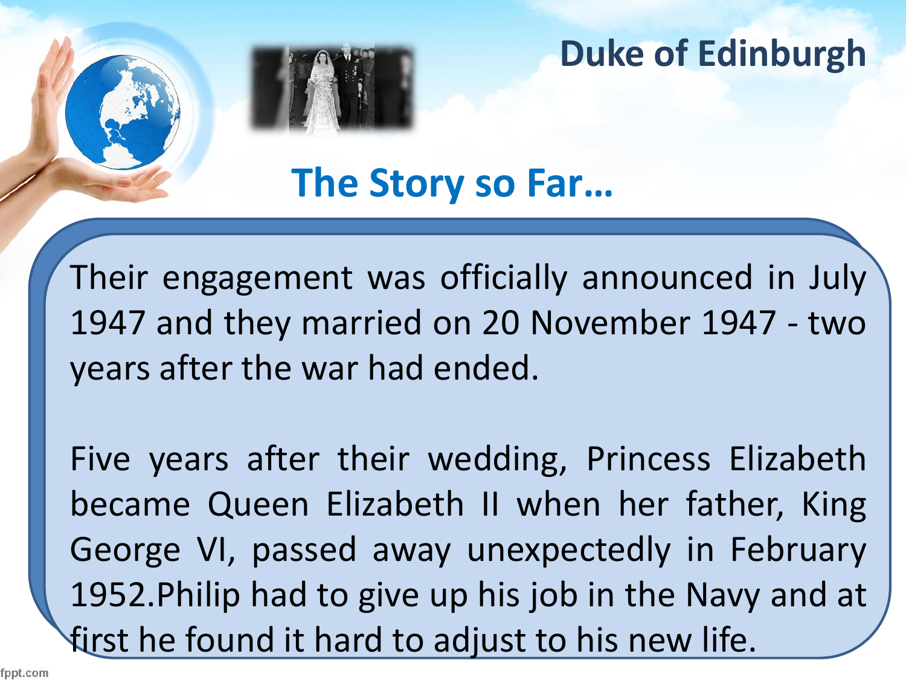# Duke of Edinburgh

## The Story so Far…

Their engagement was officially announced in July 1947 and they married on 20 November 1947 - two years after the war had ended.

Five years after their wedding, Princess Elizabeth became Queen Elizabeth II when her father, King George VI, passed away unexpectedly in February 1952.Philip had to give up his job in the Navy and at first he found it hard to adjust to his new life.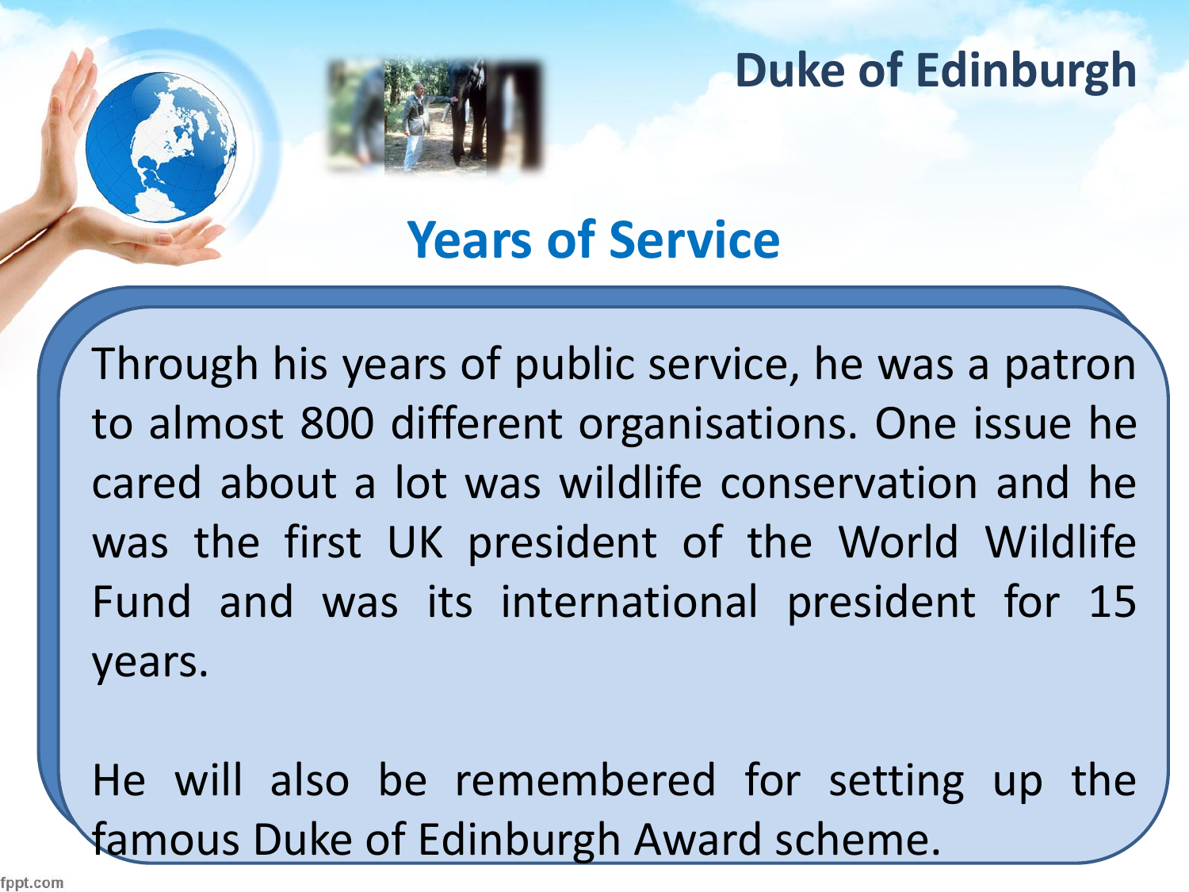# Duke of Edinburgh

## Years of Service

Through his years of public service, he was a patron to almost 800 different organisations. One issue he cared about a lot was wildlife conservation and he was the first UK president of the World Wildlife Fund and was its international president for 15 years.

He will also be remembered for setting up the famous Duke of Edinburgh Award scheme.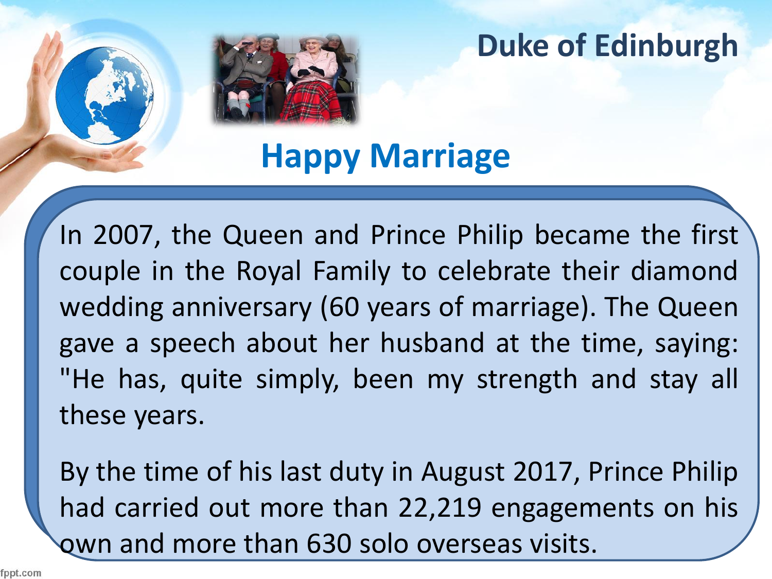# Duke of Edinburgh

## Happy Marriage

In 2007, the Queen and Prince Philip became the first couple in the Royal Family to celebrate their diamond wedding anniversary (60 years of marriage). The Queen gave a speech about her husband at the time, saying: "He has, quite simply, been my strength and stay all these years.

By the time of his last duty in August 2017, Prince Philip had carried out more than 22,219 engagements on his own and more than 630 solo overseas visits.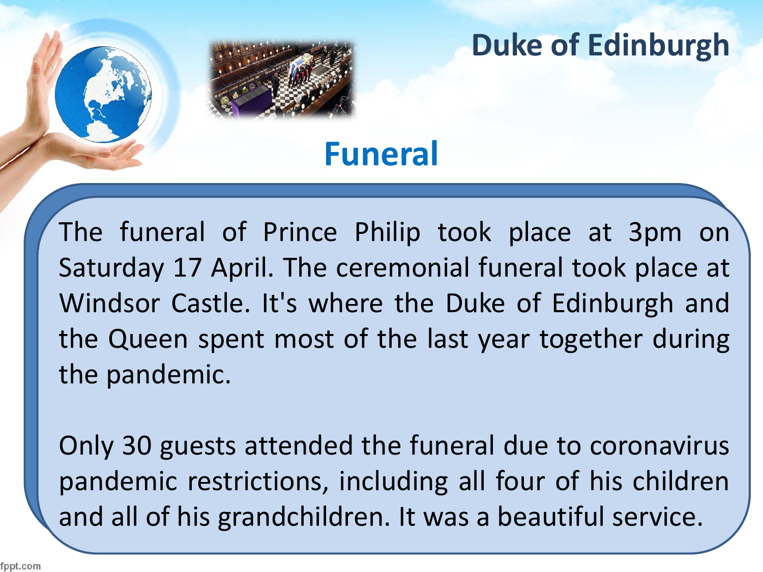# Duke of Edinburgh

## Funeral

The funeral of Prince Philip took place at 3pm on Saturday 17 April. The ceremonial funeral took place at Windsor Castle. It's where the Duke of Edinburgh and the Queen spent most of the last year together during the pandemic.

Only 30 guests attended the funeral due to coronavirus pandemic restrictions, including all four of his children and all of his grandchildren. It was a beautiful service.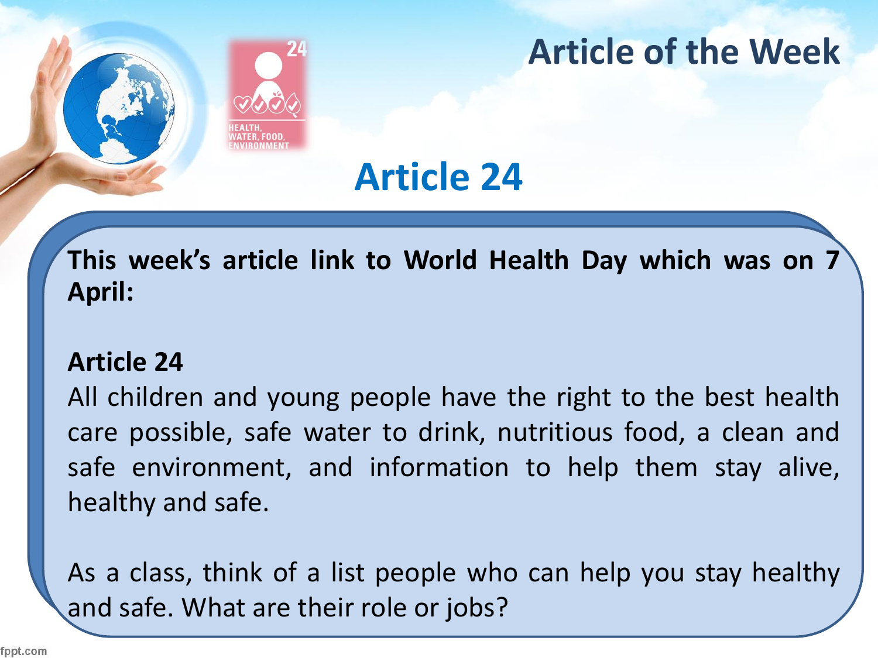# Article of the Week

## Article 24

**This week's article link to World Health Day which was on 7 April:**

**Article 24**

All children and young people have the right to the best health care possible, safe water to drink, nutritious food, a clean and safe environment, and information to help them stay alive, healthy and safe.

As a class, think of a list people who can help you stay healthy and safe. What are their role or jobs?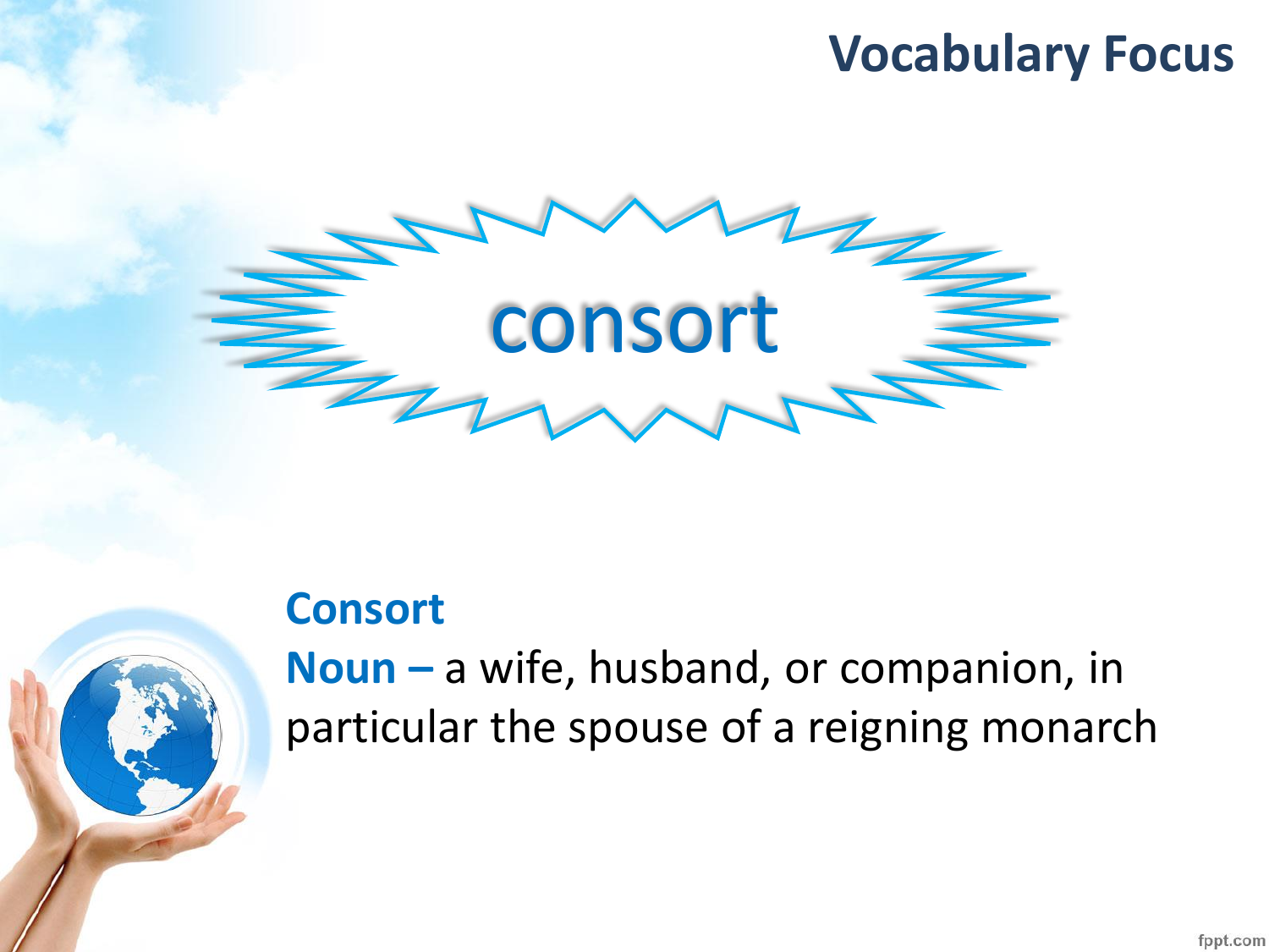# Vocabulary Focus

consort

**Consort**

**Noun –** a wife, husband, or companion, in particular the spouse of a reigning monarch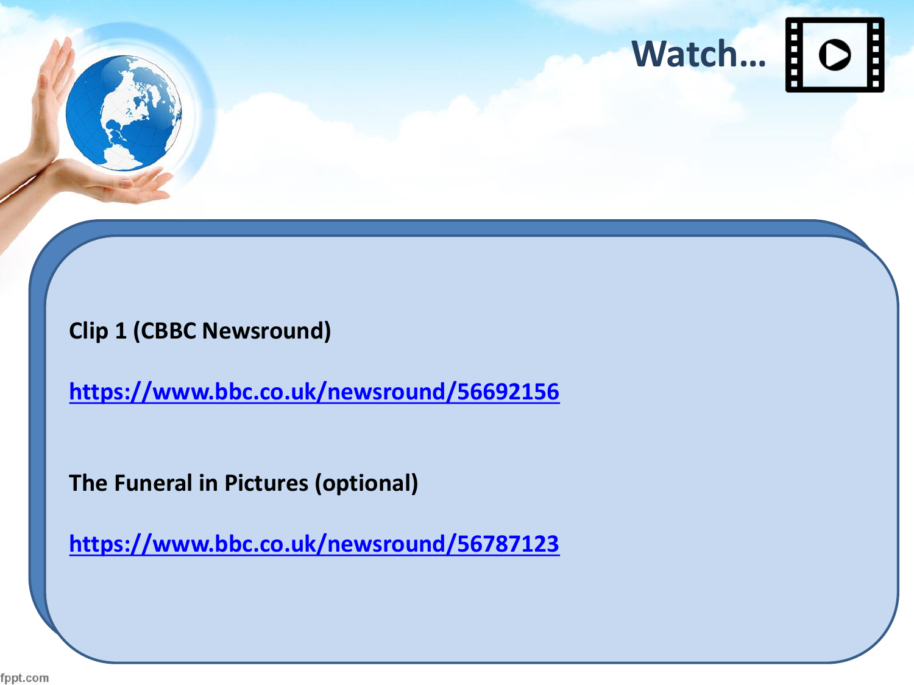# Watch…

**Clip 1 (CBBC Newsround)**

https://www.bbc.co.uk/newsround/56692156

**The Funeral in Pictures (optional)**

https://www.bbc.co.uk/newsround/56787123